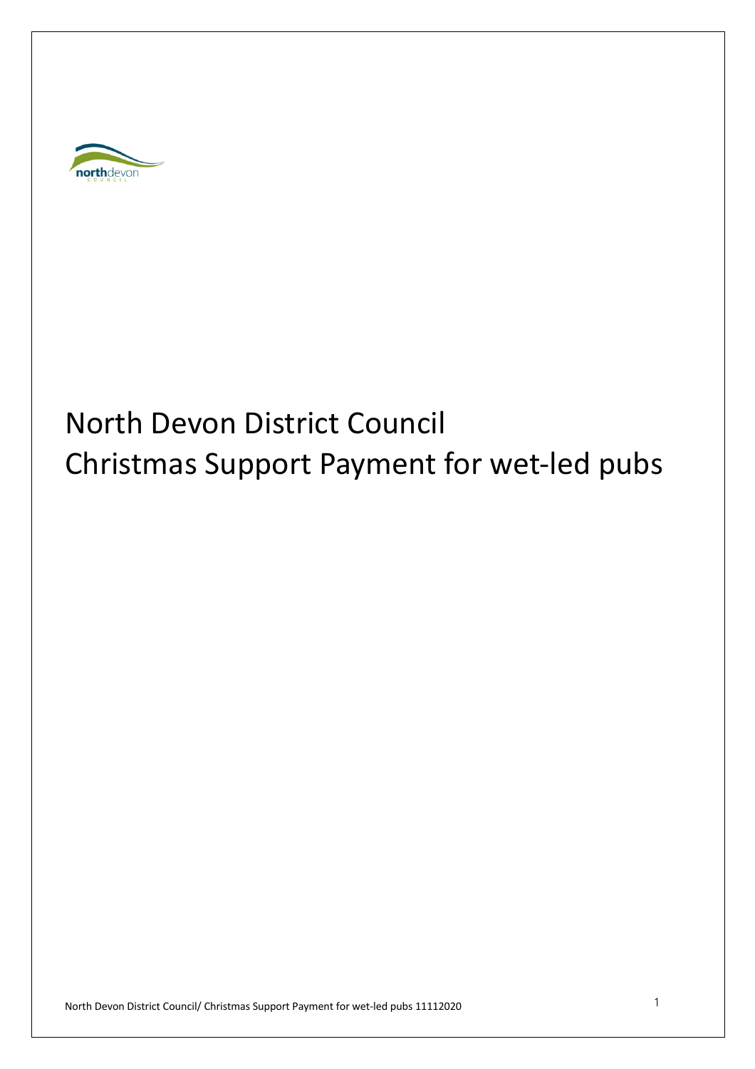# North Devon District Council
# Christmas Support Payment for wet-led pubs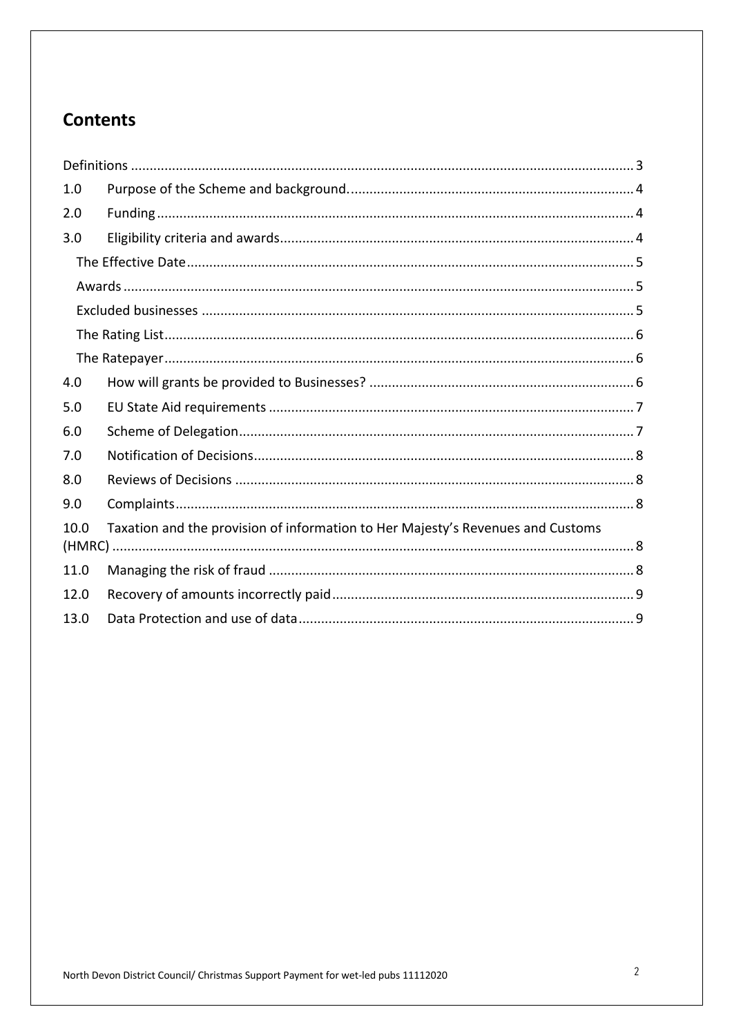## Contents

Definitions ..... 3

1.0 Purpose of the Scheme and background. ..... 4

2.0 Funding ..... 4

3.0 Eligibility criteria and awards ..... 4

- The Effective Date ..... 5
- Awards ..... 5
- Excluded businesses ..... 5
- The Rating List ..... 6
- The Ratepayer ..... 6

4.0 How will grants be provided to Businesses? ..... 6

5.0 EU State Aid requirements ..... 7

6.0 Scheme of Delegation ..... 7

7.0 Notification of Decisions ..... 8

8.0 Reviews of Decisions ..... 8

9.0 Complaints ..... 8

10.0 Taxation and the provision of information to Her Majesty's Revenues and Customs (HMRC) ..... 8

11.0 Managing the risk of fraud ..... 8

12.0 Recovery of amounts incorrectly paid ..... 9

13.0 Data Protection and use of data ..... 9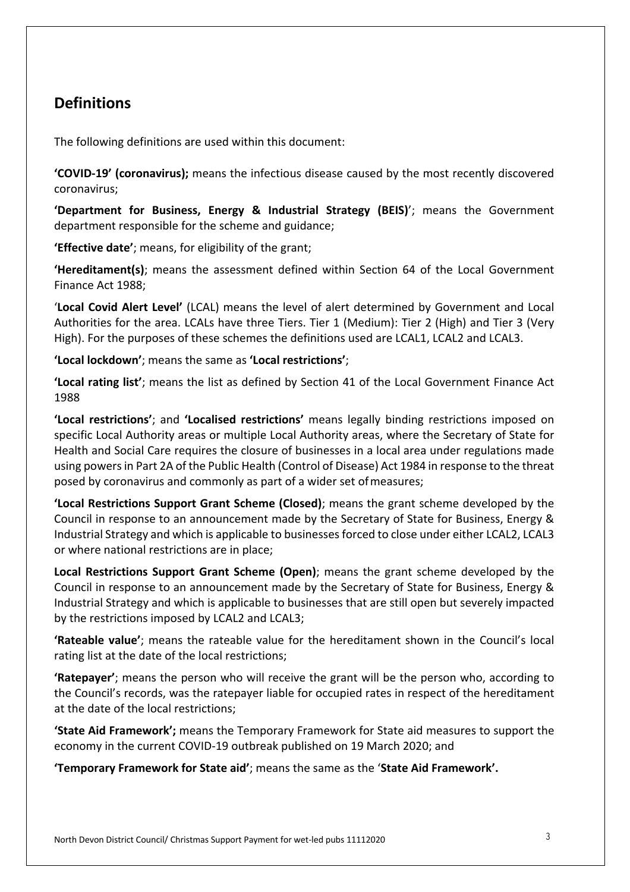## Definitions

The following definitions are used within this document:

**'COVID-19' (coronavirus);** means the infectious disease caused by the most recently discovered coronavirus;

**'Department for Business, Energy & Industrial Strategy (BEIS)**'; means the Government department responsible for the scheme and guidance;

**'Effective date'**; means, for eligibility of the grant;

**'Hereditament(s)**; means the assessment defined within Section 64 of the Local Government Finance Act 1988;

'**Local Covid Alert Level'** (LCAL) means the level of alert determined by Government and Local Authorities for the area. LCALs have three Tiers. Tier 1 (Medium): Tier 2 (High) and Tier 3 (Very High). For the purposes of these schemes the definitions used are LCAL1, LCAL2 and LCAL3.

**'Local lockdown'**; means the same as **'Local restrictions'**;

**'Local rating list'**; means the list as defined by Section 41 of the Local Government Finance Act 1988

**'Local restrictions'**; and **'Localised restrictions'** means legally binding restrictions imposed on specific Local Authority areas or multiple Local Authority areas, where the Secretary of State for Health and Social Care requires the closure of businesses in a local area under regulations made using powers in Part 2A of the Public Health (Control of Disease) Act 1984 in response to the threat posed by coronavirus and commonly as part of a wider set of measures;

**'Local Restrictions Support Grant Scheme (Closed)**; means the grant scheme developed by the Council in response to an announcement made by the Secretary of State for Business, Energy & Industrial Strategy and which is applicable to businesses forced to close under either LCAL2, LCAL3 or where national restrictions are in place;

**Local Restrictions Support Grant Scheme (Open)**; means the grant scheme developed by the Council in response to an announcement made by the Secretary of State for Business, Energy & Industrial Strategy and which is applicable to businesses that are still open but severely impacted by the restrictions imposed by LCAL2 and LCAL3;

**'Rateable value'**; means the rateable value for the hereditament shown in the Council's local rating list at the date of the local restrictions;

**'Ratepayer'**; means the person who will receive the grant will be the person who, according to the Council's records, was the ratepayer liable for occupied rates in respect of the hereditament at the date of the local restrictions;

**'State Aid Framework';** means the Temporary Framework for State aid measures to support the economy in the current COVID-19 outbreak published on 19 March 2020; and

**'Temporary Framework for State aid'**; means the same as the '**State Aid Framework'.**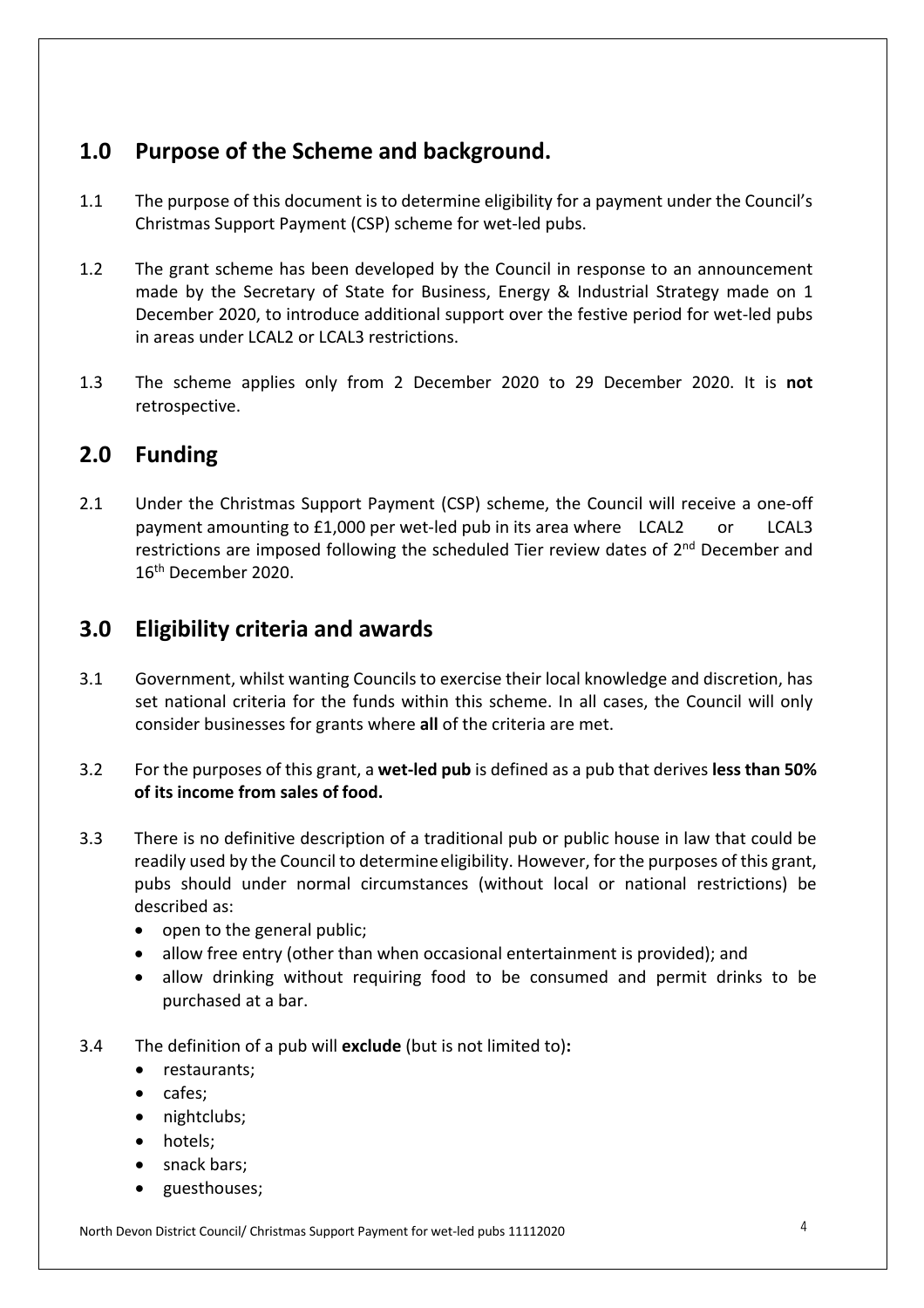## 1.0 Purpose of the Scheme and background.

1.1 The purpose of this document is to determine eligibility for a payment under the Council's Christmas Support Payment (CSP) scheme for wet-led pubs.

1.2 The grant scheme has been developed by the Council in response to an announcement made by the Secretary of State for Business, Energy & Industrial Strategy made on 1 December 2020, to introduce additional support over the festive period for wet-led pubs in areas under LCAL2 or LCAL3 restrictions.

1.3 The scheme applies only from 2 December 2020 to 29 December 2020. It is **not** retrospective.

## 2.0 Funding

2.1 Under the Christmas Support Payment (CSP) scheme, the Council will receive a one-off payment amounting to £1,000 per wet-led pub in its area where LCAL2 or LCAL3 restrictions are imposed following the scheduled Tier review dates of 2nd December and 16th December 2020.

## 3.0 Eligibility criteria and awards

3.1 Government, whilst wanting Councils to exercise their local knowledge and discretion, has set national criteria for the funds within this scheme. In all cases, the Council will only consider businesses for grants where **all** of the criteria are met.

3.2 For the purposes of this grant, a **wet-led pub** is defined as a pub that derives **less than 50% of its income from sales of food.**

3.3 There is no definitive description of a traditional pub or public house in law that could be readily used by the Council to determine eligibility. However, for the purposes of this grant, pubs should under normal circumstances (without local or national restrictions) be described as:

- open to the general public;
- allow free entry (other than when occasional entertainment is provided); and
- allow drinking without requiring food to be consumed and permit drinks to be purchased at a bar.

3.4 The definition of a pub will **exclude** (but is not limited to)**:**

- restaurants;
- cafes;
- nightclubs;
- hotels;
- snack bars;
- guesthouses;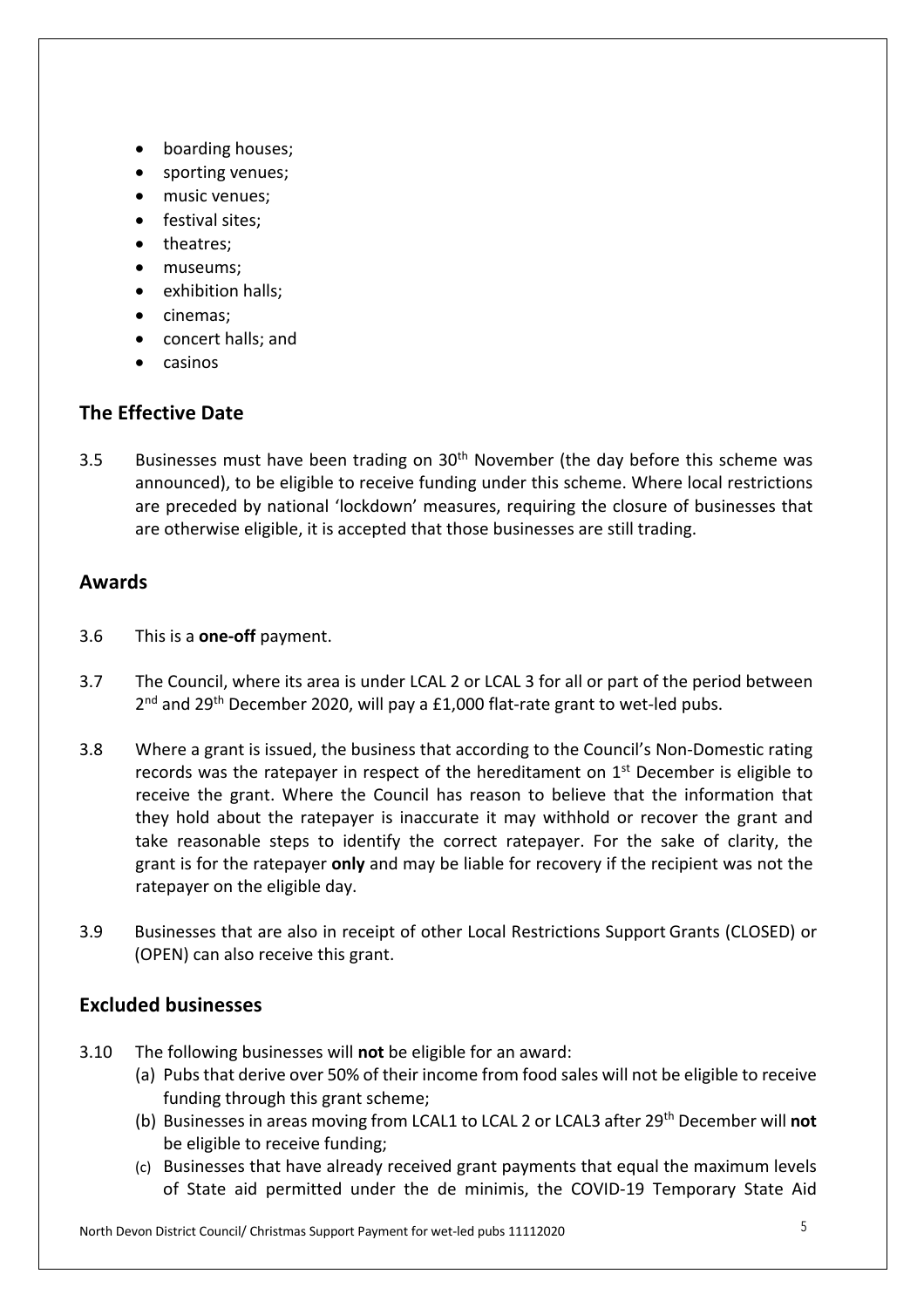- boarding houses;
- sporting venues;
- music venues;
- festival sites;
- theatres;
- museums;
- exhibition halls;
- cinemas;
- concert halls; and
- casinos

## The Effective Date

3.5 Businesses must have been trading on 30th November (the day before this scheme was announced), to be eligible to receive funding under this scheme. Where local restrictions are preceded by national 'lockdown' measures, requiring the closure of businesses that are otherwise eligible, it is accepted that those businesses are still trading.

## Awards

3.6 This is a **one-off** payment.

3.7 The Council, where its area is under LCAL 2 or LCAL 3 for all or part of the period between 2nd and 29th December 2020, will pay a £1,000 flat-rate grant to wet-led pubs.

3.8 Where a grant is issued, the business that according to the Council's Non-Domestic rating records was the ratepayer in respect of the hereditament on 1st December is eligible to receive the grant. Where the Council has reason to believe that the information that they hold about the ratepayer is inaccurate it may withhold or recover the grant and take reasonable steps to identify the correct ratepayer. For the sake of clarity, the grant is for the ratepayer **only** and may be liable for recovery if the recipient was not the ratepayer on the eligible day.

3.9 Businesses that are also in receipt of other Local Restrictions Support Grants (CLOSED) or (OPEN) can also receive this grant.

## Excluded businesses

3.10 The following businesses will **not** be eligible for an award:

(a) Pubs that derive over 50% of their income from food sales will not be eligible to receive funding through this grant scheme;

(b) Businesses in areas moving from LCAL1 to LCAL 2 or LCAL3 after 29th December will **not** be eligible to receive funding;

(c) Businesses that have already received grant payments that equal the maximum levels of State aid permitted under the de minimis, the COVID-19 Temporary State Aid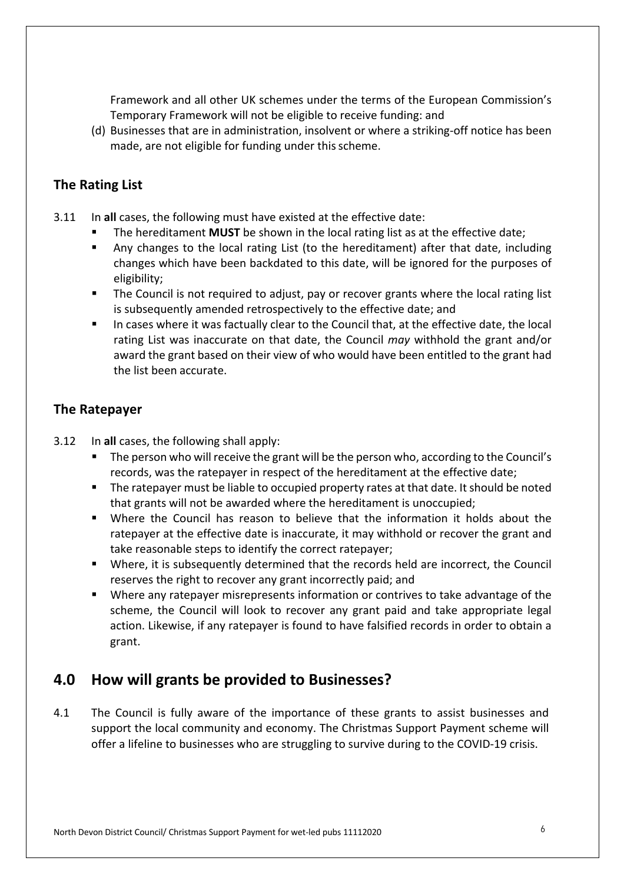Framework and all other UK schemes under the terms of the European Commission's Temporary Framework will not be eligible to receive funding: and

(d) Businesses that are in administration, insolvent or where a striking-off notice has been made, are not eligible for funding under this scheme.

### The Rating List

3.11 In **all** cases, the following must have existed at the effective date:

- The hereditament **MUST** be shown in the local rating list as at the effective date;
- Any changes to the local rating List (to the hereditament) after that date, including changes which have been backdated to this date, will be ignored for the purposes of eligibility;
- The Council is not required to adjust, pay or recover grants where the local rating list is subsequently amended retrospectively to the effective date; and
- In cases where it was factually clear to the Council that, at the effective date, the local rating List was inaccurate on that date, the Council *may* withhold the grant and/or award the grant based on their view of who would have been entitled to the grant had the list been accurate.

### The Ratepayer

3.12 In **all** cases, the following shall apply:

- The person who will receive the grant will be the person who, according to the Council's records, was the ratepayer in respect of the hereditament at the effective date;
- The ratepayer must be liable to occupied property rates at that date. It should be noted that grants will not be awarded where the hereditament is unoccupied;
- Where the Council has reason to believe that the information it holds about the ratepayer at the effective date is inaccurate, it may withhold or recover the grant and take reasonable steps to identify the correct ratepayer;
- Where, it is subsequently determined that the records held are incorrect, the Council reserves the right to recover any grant incorrectly paid; and
- Where any ratepayer misrepresents information or contrives to take advantage of the scheme, the Council will look to recover any grant paid and take appropriate legal action. Likewise, if any ratepayer is found to have falsified records in order to obtain a grant.

## 4.0 How will grants be provided to Businesses?

4.1 The Council is fully aware of the importance of these grants to assist businesses and support the local community and economy. The Christmas Support Payment scheme will offer a lifeline to businesses who are struggling to survive during to the COVID-19 crisis.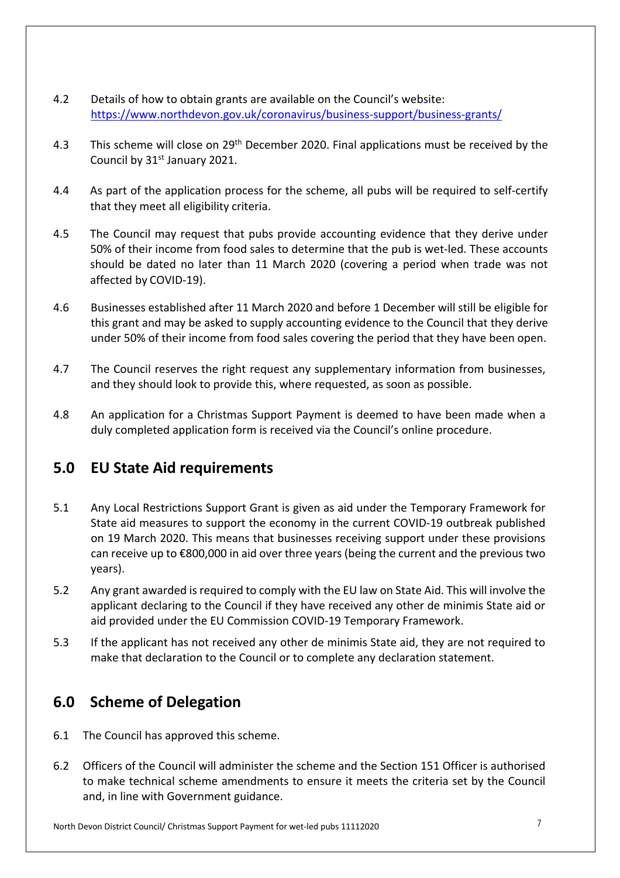4.2 Details of how to obtain grants are available on the Council's website: https://www.northdevon.gov.uk/coronavirus/business-support/business-grants/

4.3 This scheme will close on 29th December 2020. Final applications must be received by the Council by 31st January 2021.

4.4 As part of the application process for the scheme, all pubs will be required to self-certify that they meet all eligibility criteria.

4.5 The Council may request that pubs provide accounting evidence that they derive under 50% of their income from food sales to determine that the pub is wet-led. These accounts should be dated no later than 11 March 2020 (covering a period when trade was not affected by COVID-19).

4.6 Businesses established after 11 March 2020 and before 1 December will still be eligible for this grant and may be asked to supply accounting evidence to the Council that they derive under 50% of their income from food sales covering the period that they have been open.

4.7 The Council reserves the right request any supplementary information from businesses, and they should look to provide this, where requested, as soon as possible.

4.8 An application for a Christmas Support Payment is deemed to have been made when a duly completed application form is received via the Council's online procedure.

## 5.0 EU State Aid requirements

5.1 Any Local Restrictions Support Grant is given as aid under the Temporary Framework for State aid measures to support the economy in the current COVID-19 outbreak published on 19 March 2020. This means that businesses receiving support under these provisions can receive up to €800,000 in aid over three years (being the current and the previous two years).

5.2 Any grant awarded is required to comply with the EU law on State Aid. This will involve the applicant declaring to the Council if they have received any other de minimis State aid or aid provided under the EU Commission COVID-19 Temporary Framework.

5.3 If the applicant has not received any other de minimis State aid, they are not required to make that declaration to the Council or to complete any declaration statement.

## 6.0 Scheme of Delegation

6.1 The Council has approved this scheme.

6.2 Officers of the Council will administer the scheme and the Section 151 Officer is authorised to make technical scheme amendments to ensure it meets the criteria set by the Council and, in line with Government guidance.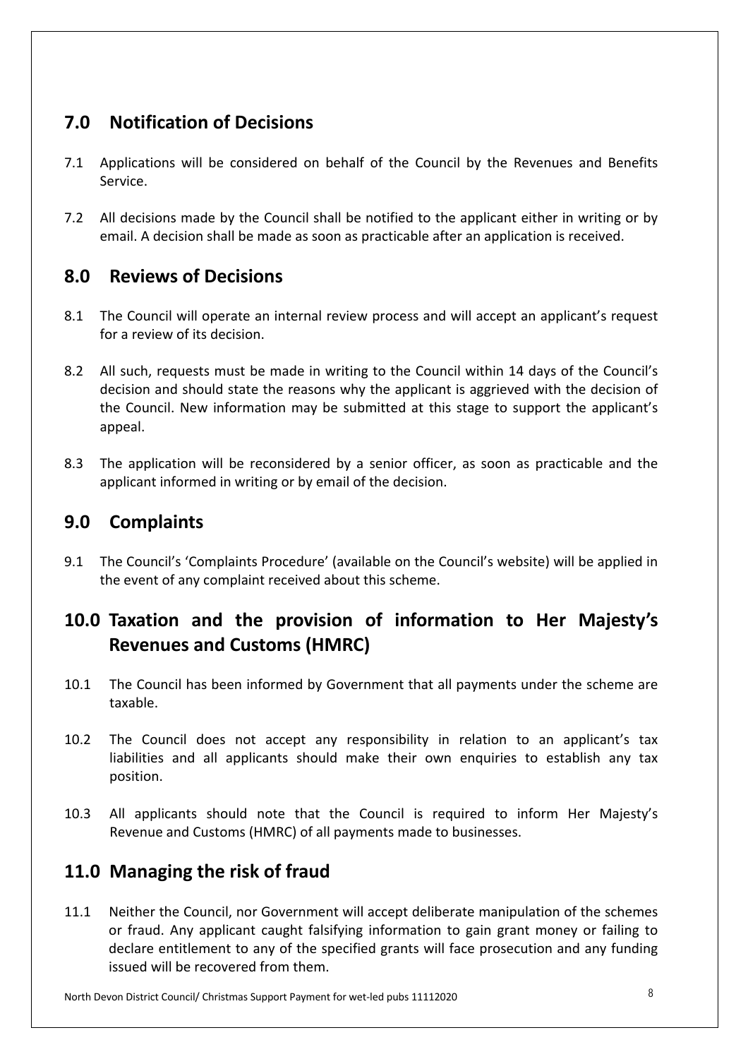## 7.0 Notification of Decisions

7.1 Applications will be considered on behalf of the Council by the Revenues and Benefits Service.

7.2 All decisions made by the Council shall be notified to the applicant either in writing or by email. A decision shall be made as soon as practicable after an application is received.

## 8.0 Reviews of Decisions

8.1 The Council will operate an internal review process and will accept an applicant's request for a review of its decision.

8.2 All such, requests must be made in writing to the Council within 14 days of the Council's decision and should state the reasons why the applicant is aggrieved with the decision of the Council. New information may be submitted at this stage to support the applicant's appeal.

8.3 The application will be reconsidered by a senior officer, as soon as practicable and the applicant informed in writing or by email of the decision.

## 9.0 Complaints

9.1 The Council's 'Complaints Procedure' (available on the Council's website) will be applied in the event of any complaint received about this scheme.

## 10.0 Taxation and the provision of information to Her Majesty's Revenues and Customs (HMRC)

10.1 The Council has been informed by Government that all payments under the scheme are taxable.

10.2 The Council does not accept any responsibility in relation to an applicant's tax liabilities and all applicants should make their own enquiries to establish any tax position.

10.3 All applicants should note that the Council is required to inform Her Majesty's Revenue and Customs (HMRC) of all payments made to businesses.

## 11.0 Managing the risk of fraud

11.1 Neither the Council, nor Government will accept deliberate manipulation of the schemes or fraud. Any applicant caught falsifying information to gain grant money or failing to declare entitlement to any of the specified grants will face prosecution and any funding issued will be recovered from them.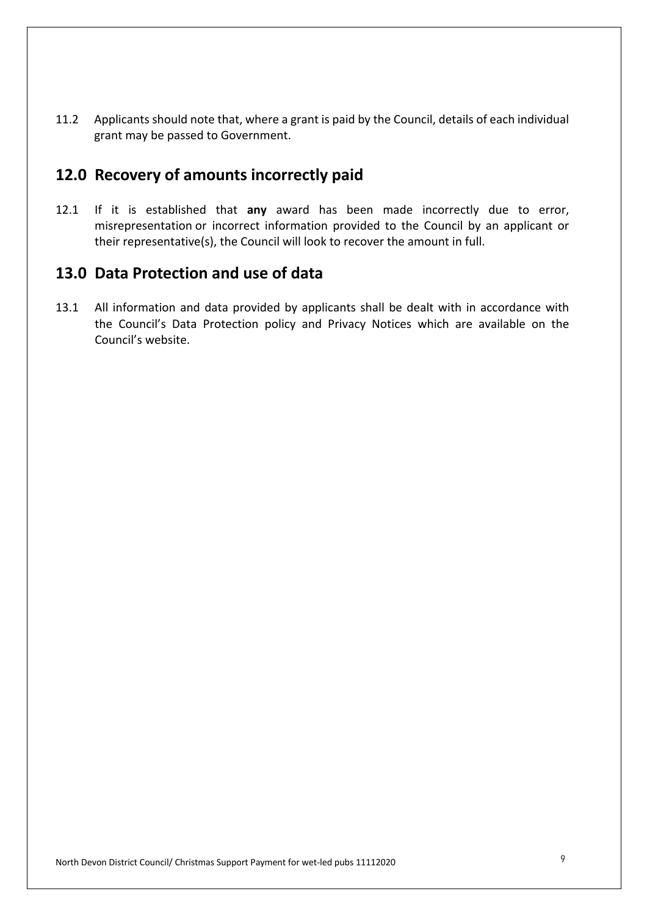11.2 Applicants should note that, where a grant is paid by the Council, details of each individual grant may be passed to Government.

## 12.0 Recovery of amounts incorrectly paid

12.1 If it is established that **any** award has been made incorrectly due to error, misrepresentation or incorrect information provided to the Council by an applicant or their representative(s), the Council will look to recover the amount in full.

## 13.0 Data Protection and use of data

13.1 All information and data provided by applicants shall be dealt with in accordance with the Council's Data Protection policy and Privacy Notices which are available on the Council's website.